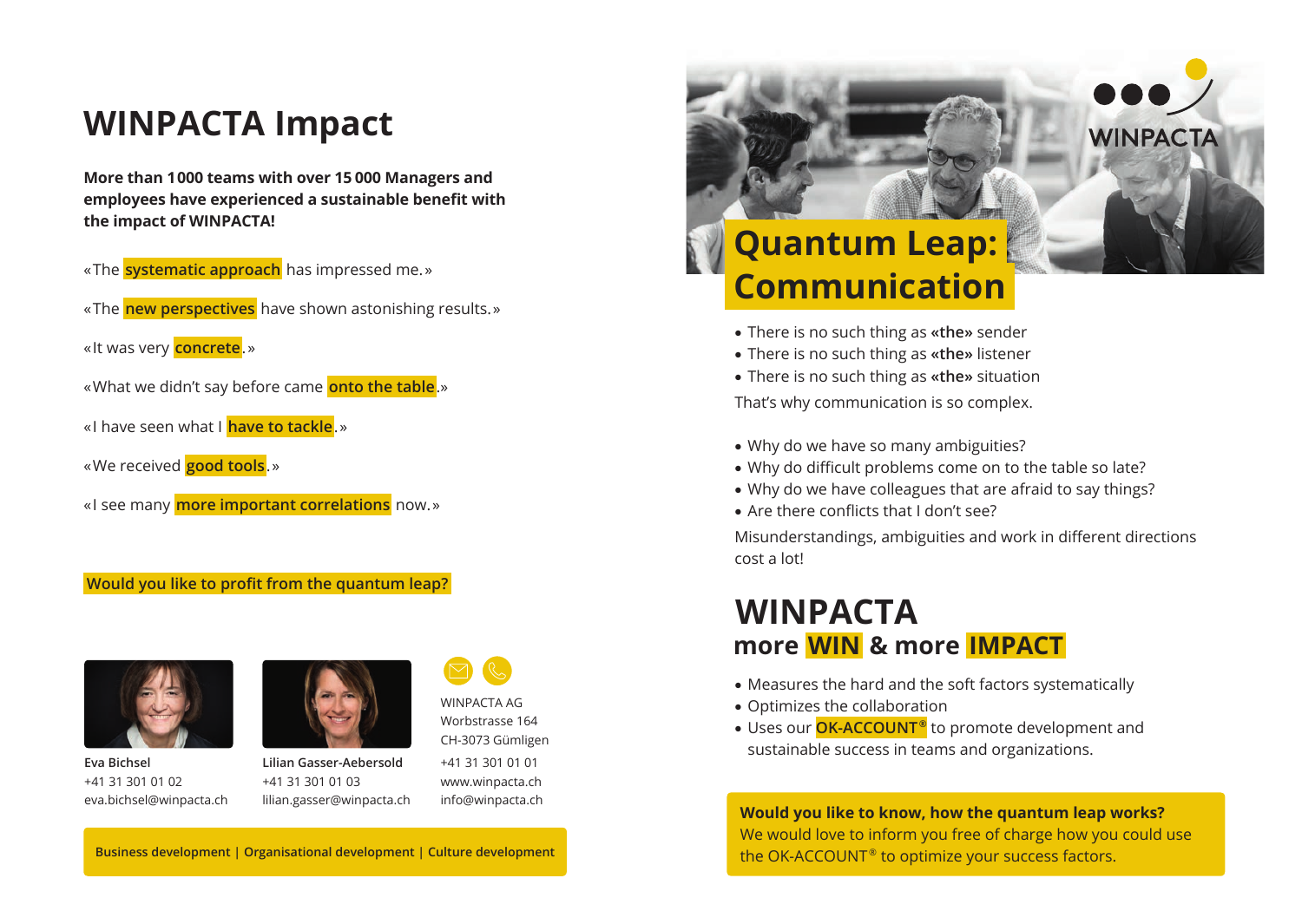# WINPACTA Impact

**More than 1000 teams with over 15 000 Managers and employees have experienced a sustainable benefit with the impact of WINPACTA!**

«The **systematic approach** has impressed me.»

«The **new perspectives** have shown astonishing results.»

«It was very **concrete**.»

«What we didn't say before came **onto the table**.»

«I have seen what I **have to tackle**.»

«We received **good tools**.»

«I see many **more important correlations** now.»

**Would you like to profit from the quantum leap?**

**Eva Bichsel**
+41 31 301 01 02
eva.bichsel@winpacta.ch

**Lilian Gasser-Aebersold**
+41 31 301 01 03
lilian.gasser@winpacta.ch

WINPACTA AG
Worbstrasse 164
CH-3073 Gümligen
+41 31 301 01 01
www.winpacta.ch
info@winpacta.ch

**Business development | Organisational development | Culture development**

WINPACTA

# Quantum Leap: Communication

- There is no such thing as **«the»** sender
- There is no such thing as **«the»** listener
- There is no such thing as **«the»** situation

That's why communication is so complex.

- Why do we have so many ambiguities?
- Why do difficult problems come on to the table so late?
- Why do we have colleagues that are afraid to say things?
- Are there conflicts that I don't see?

Misunderstandings, ambiguities and work in different directions cost a lot!

# WINPACTA

## more WIN & more IMPACT

- Measures the hard and the soft factors systematically
- Optimizes the collaboration
- Uses our **OK-ACCOUNT®** to promote development and sustainable success in teams and organizations.

**Would you like to know, how the quantum leap works?**
We would love to inform you free of charge how you could use the OK-ACCOUNT® to optimize your success factors.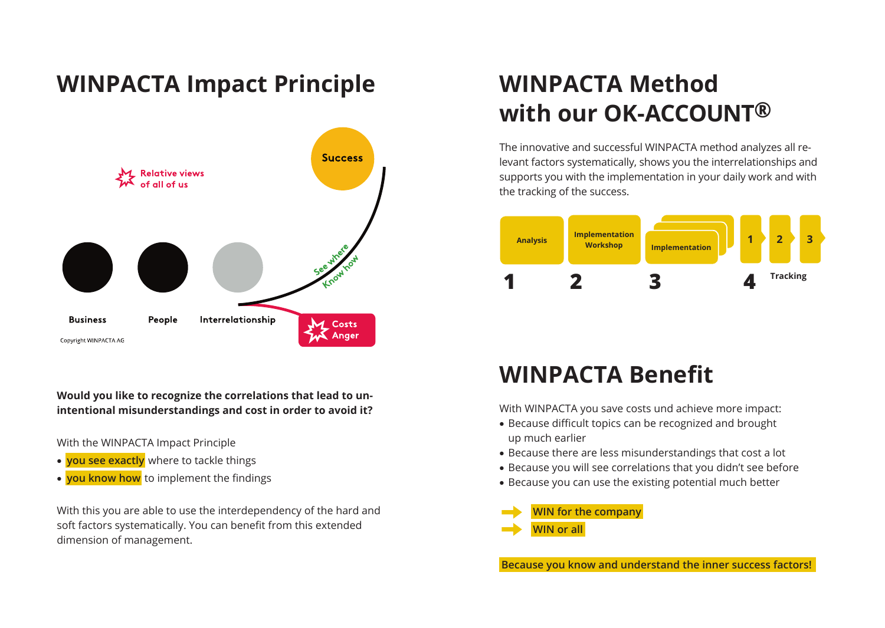# WINPACTA Impact Principle

Relative views of all of us

Success

See where

Know how

Business

People

Interrelationship

Costs Anger

Copyright WINPACTA AG

**Would you like to recognize the correlations that lead to unintentional misunderstandings and cost in order to avoid it?**

With the WINPACTA Impact Principle

- **you see exactly** where to tackle things
- **you know how** to implement the findings

With this you are able to use the interdependency of the hard and soft factors systematically. You can benefit from this extended dimension of management.

# WINPACTA Method with our OK-ACCOUNT®

The innovative and successful WINPACTA method analyzes all relevant factors systematically, shows you the interrelationships and supports you with the implementation in your daily work and with the tracking of the success.

1 Analysis

2 Implementation Workshop

3 Implementation

4 Tracking 1 2 3

# WINPACTA Benefit

With WINPACTA you save costs und achieve more impact:

- Because difficult topics can be recognized and brought up much earlier
- Because there are less misunderstandings that cost a lot
- Because you will see correlations that you didn't see before
- Because you can use the existing potential much better

➡ **WIN for the company**

➡ **WIN or all**

**Because you know and understand the inner success factors!**